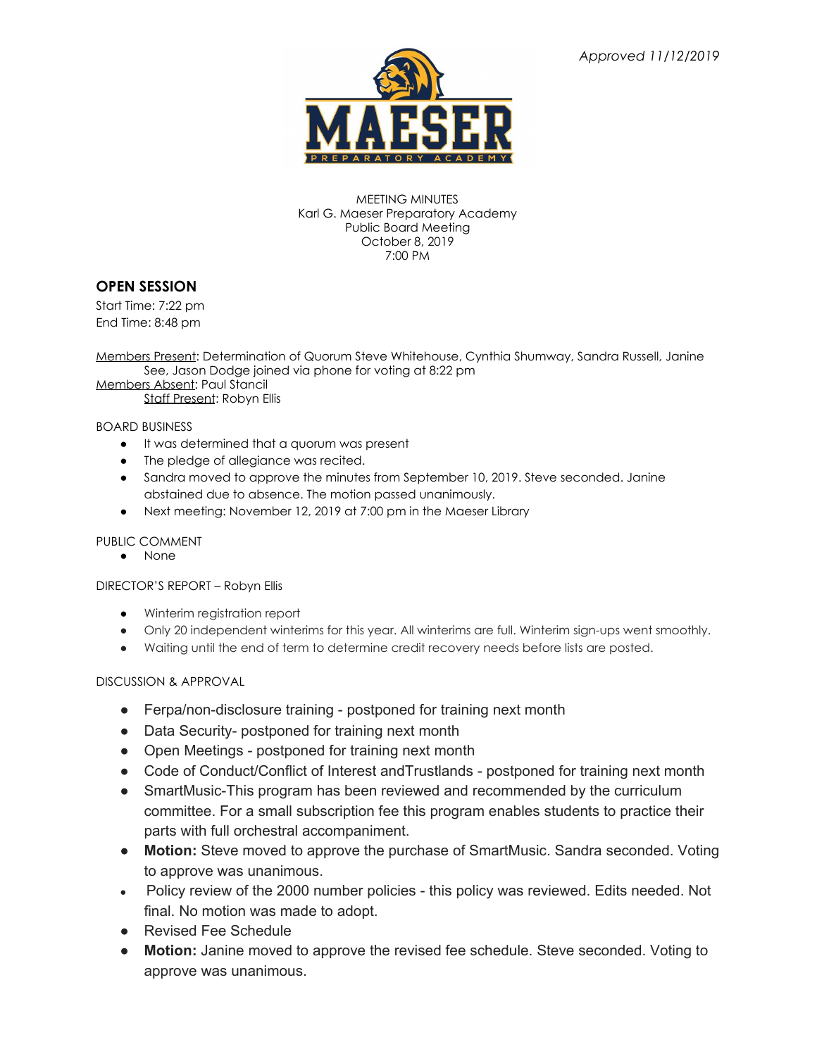*Approved 11/12/2019*

MEETING MINUTES
Karl G. Maeser Preparatory Academy
Public Board Meeting
October 8, 2019
7:00 PM

## OPEN SESSION

Start Time: 7:22 pm
End Time: 8:48 pm

Members Present: Determination of Quorum Steve Whitehouse, Cynthia Shumway, Sandra Russell, Janine See, Jason Dodge joined via phone for voting at 8:22 pm
Members Absent: Paul Stancil
Staff Present: Robyn Ellis

BOARD BUSINESS

- It was determined that a quorum was present
- The pledge of allegiance was recited.
- Sandra moved to approve the minutes from September 10, 2019. Steve seconded. Janine abstained due to absence. The motion passed unanimously.
- Next meeting: November 12, 2019 at 7:00 pm in the Maeser Library

PUBLIC COMMENT

- None

DIRECTOR'S REPORT – Robyn Ellis

- Winterim registration report
- Only 20 independent winterims for this year. All winterims are full. Winterim sign-ups went smoothly.
- Waiting until the end of term to determine credit recovery needs before lists are posted.

DISCUSSION & APPROVAL

- Ferpa/non-disclosure training - postponed for training next month
- Data Security- postponed for training next month
- Open Meetings - postponed for training next month
- Code of Conduct/Conflict of Interest andTrustlands - postponed for training next month
- SmartMusic-This program has been reviewed and recommended by the curriculum committee. For a small subscription fee this program enables students to practice their parts with full orchestral accompaniment.
- **Motion:** Steve moved to approve the purchase of SmartMusic. Sandra seconded. Voting to approve was unanimous.
- Policy review of the 2000 number policies - this policy was reviewed. Edits needed. Not final. No motion was made to adopt.
- Revised Fee Schedule
- **Motion:** Janine moved to approve the revised fee schedule. Steve seconded. Voting to approve was unanimous.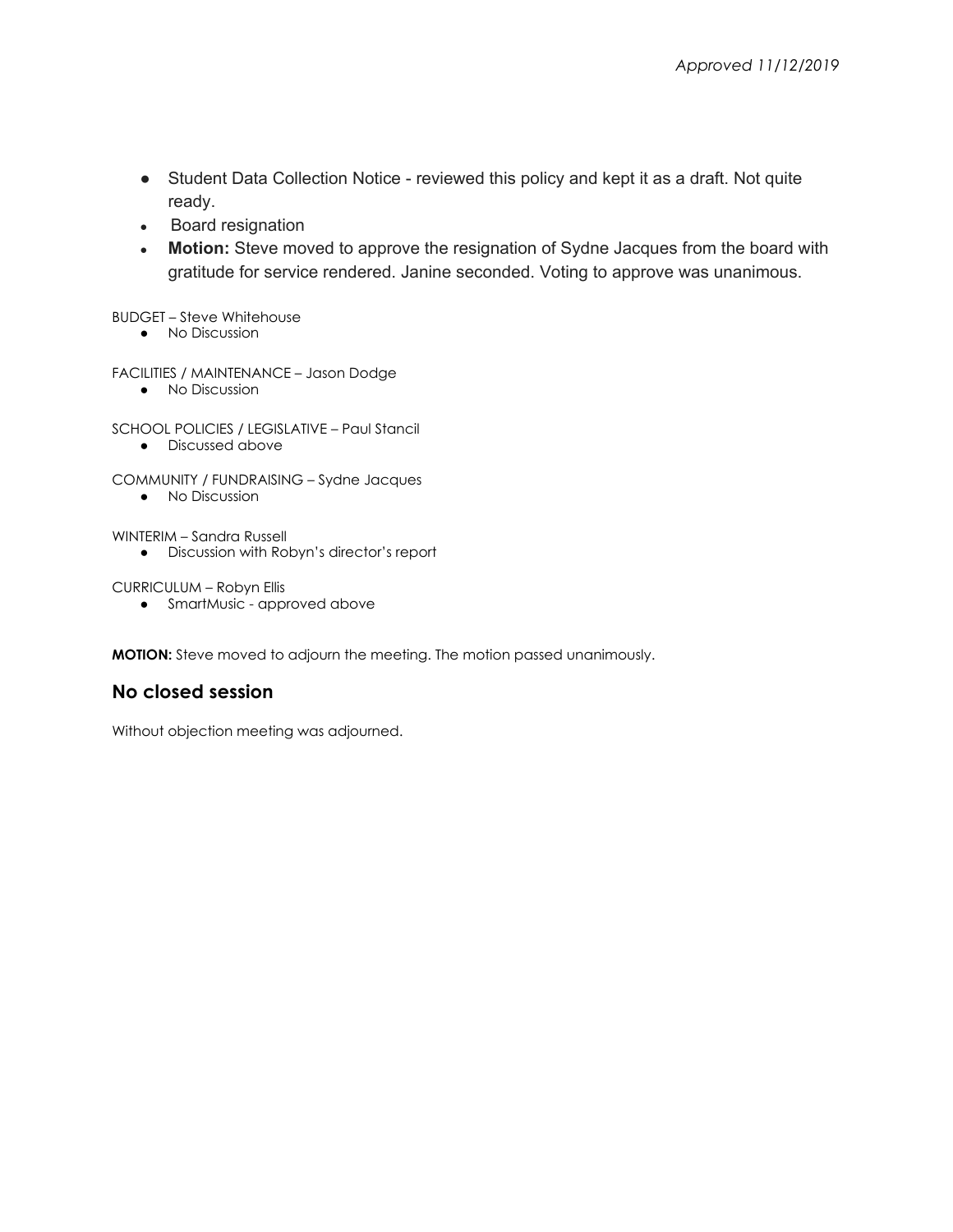*Approved 11/12/2019*

- Student Data Collection Notice - reviewed this policy and kept it as a draft. Not quite ready.
- Board resignation
- **Motion:** Steve moved to approve the resignation of Sydne Jacques from the board with gratitude for service rendered. Janine seconded. Voting to approve was unanimous.

BUDGET – Steve Whitehouse

- No Discussion

FACILITIES / MAINTENANCE – Jason Dodge

- No Discussion

SCHOOL POLICIES / LEGISLATIVE – Paul Stancil

- Discussed above

COMMUNITY / FUNDRAISING – Sydne Jacques

- No Discussion

WINTERIM – Sandra Russell

- Discussion with Robyn's director's report

CURRICULUM – Robyn Ellis

- SmartMusic - approved above

**MOTION:** Steve moved to adjourn the meeting. The motion passed unanimously.

## No closed session

Without objection meeting was adjourned.